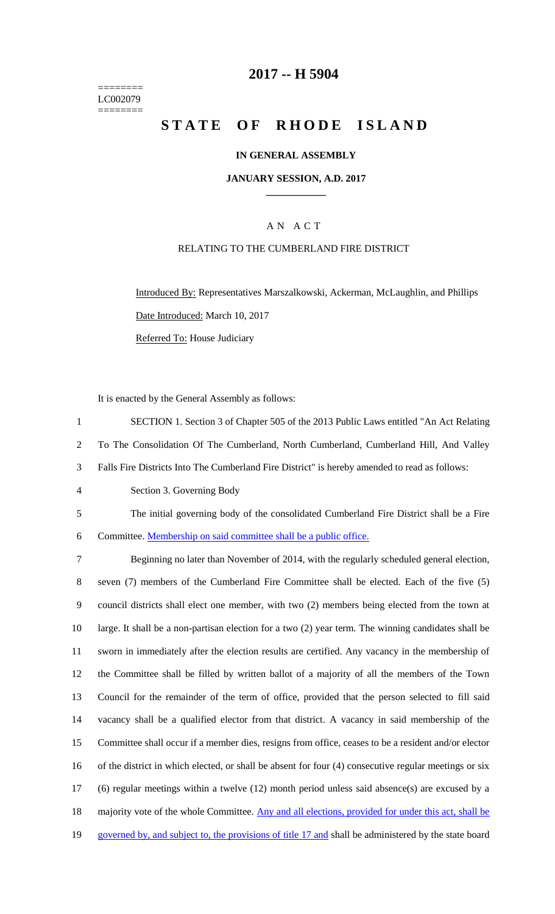========
LC002079
========

# 2017 -- H 5904

# STATE OF RHODE ISLAND

## IN GENERAL ASSEMBLY

### JANUARY SESSION, A.D. 2017

### A N A C T

### RELATING TO THE CUMBERLAND FIRE DISTRICT

Introduced By: Representatives Marszalkowski, Ackerman, McLaughlin, and Phillips

Date Introduced: March 10, 2017

Referred To: House Judiciary

It is enacted by the General Assembly as follows:

1 SECTION 1. Section 3 of Chapter 505 of the 2013 Public Laws entitled "An Act Relating
2 To The Consolidation Of The Cumberland, North Cumberland, Cumberland Hill, And Valley
3 Falls Fire Districts Into The Cumberland Fire District" is hereby amended to read as follows:

4 Section 3. Governing Body

5 The initial governing body of the consolidated Cumberland Fire District shall be a Fire
6 Committee. Membership on said committee shall be a public office.

7 Beginning no later than November of 2014, with the regularly scheduled general election,
8 seven (7) members of the Cumberland Fire Committee shall be elected. Each of the five (5)
9 council districts shall elect one member, with two (2) members being elected from the town at
10 large. It shall be a non-partisan election for a two (2) year term. The winning candidates shall be
11 sworn in immediately after the election results are certified. Any vacancy in the membership of
12 the Committee shall be filled by written ballot of a majority of all the members of the Town
13 Council for the remainder of the term of office, provided that the person selected to fill said
14 vacancy shall be a qualified elector from that district. A vacancy in said membership of the
15 Committee shall occur if a member dies, resigns from office, ceases to be a resident and/or elector
16 of the district in which elected, or shall be absent for four (4) consecutive regular meetings or six
17 (6) regular meetings within a twelve (12) month period unless said absence(s) are excused by a
18 majority vote of the whole Committee. Any and all elections, provided for under this act, shall be
19 governed by, and subject to, the provisions of title 17 and shall be administered by the state board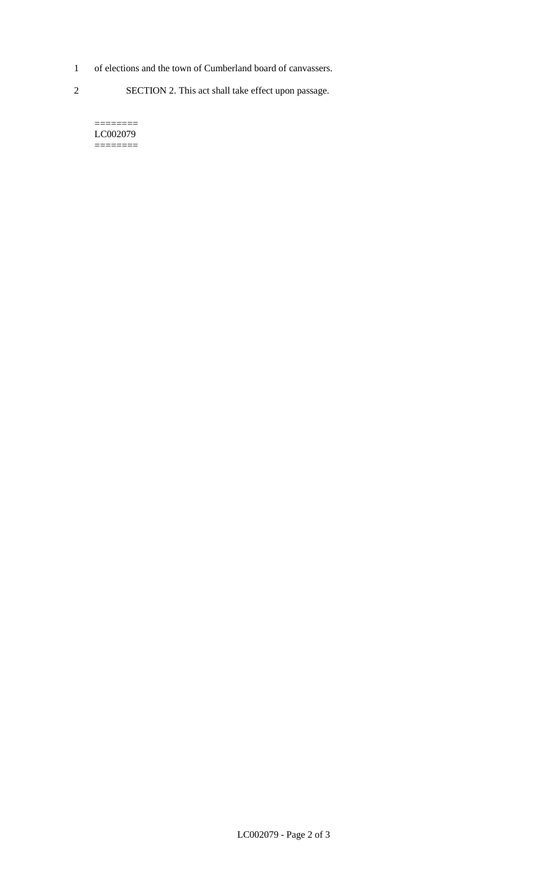of elections and the town of Cumberland board of canvassers.

SECTION 2. This act shall take effect upon passage.

========
LC002079
========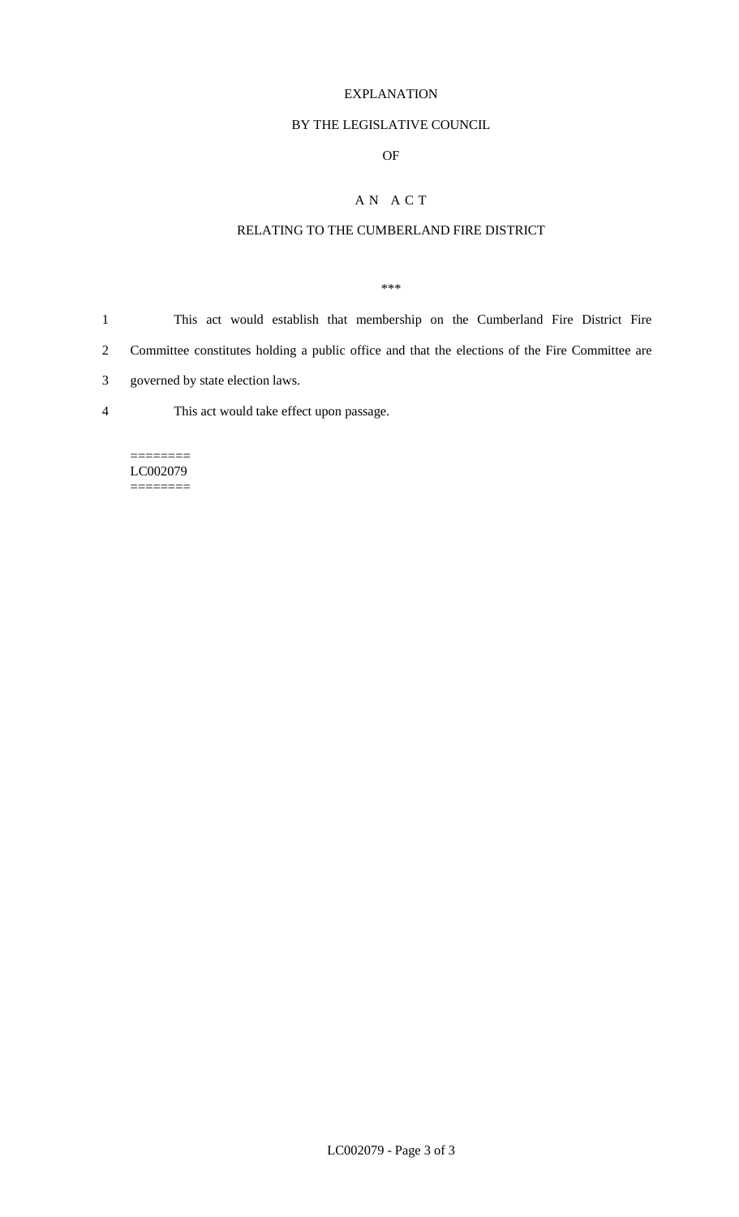EXPLANATION

BY THE LEGISLATIVE COUNCIL

OF

A N A C T

RELATING TO THE CUMBERLAND FIRE DISTRICT

\*\*\*

1 This act would establish that membership on the Cumberland Fire District Fire
2 Committee constitutes holding a public office and that the elections of the Fire Committee are
3 governed by state election laws.
4 This act would take effect upon passage.

========
LC002079
========